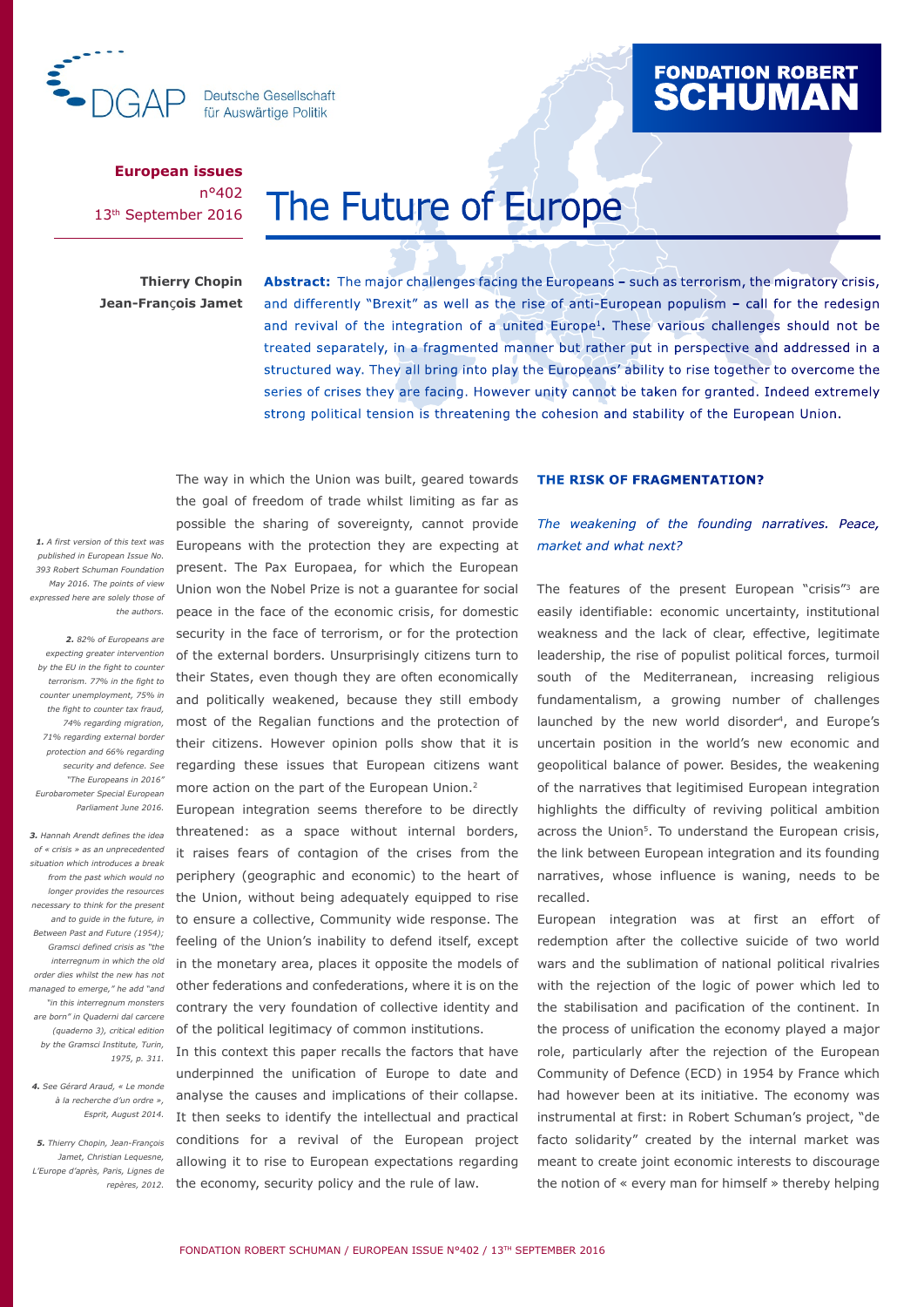DGAP Deutsche Gesellschaft für Auswärtige Politik

FONDATION ROBERT SCHUMAN

**European issues**
n°402
13th September 2016

# The Future of Europe

**Thierry Chopin**
**Jean-François Jamet**

**Abstract:** The major challenges facing the Europeans – such as terrorism, the migratory crisis, and differently "Brexit" as well as the rise of anti-European populism – call for the redesign and revival of the integration of a united Europe[1]. These various challenges should not be treated separately, in a fragmented manner but rather put in perspective and addressed in a structured way. They all bring into play the Europeans' ability to rise together to overcome the series of crises they are facing. However unity cannot be taken for granted. Indeed extremely strong political tension is threatening the cohesion and stability of the European Union.

The way in which the Union was built, geared towards the goal of freedom of trade whilst limiting as far as possible the sharing of sovereignty, cannot provide Europeans with the protection they are expecting at present. The Pax Europaea, for which the European Union won the Nobel Prize is not a guarantee for social peace in the face of the economic crisis, for domestic security in the face of terrorism, or for the protection of the external borders. Unsurprisingly citizens turn to their States, even though they are often economically and politically weakened, because they still embody most of the Regalian functions and the protection of their citizens. However opinion polls show that it is regarding these issues that European citizens want more action on the part of the European Union.[2]

European integration seems therefore to be directly threatened: as a space without internal borders, it raises fears of contagion of the crises from the periphery (geographic and economic) to the heart of the Union, without being adequately equipped to rise to ensure a collective, Community wide response. The feeling of the Union's inability to defend itself, except in the monetary area, places it opposite the models of other federations and confederations, where it is on the contrary the very foundation of collective identity and of the political legitimacy of common institutions.

In this context this paper recalls the factors that have underpinned the unification of Europe to date and analyse the causes and implications of their collapse. It then seeks to identify the intellectual and practical conditions for a revival of the European project allowing it to rise to European expectations regarding the economy, security policy and the rule of law.

## THE RISK OF FRAGMENTATION?

### *The weakening of the founding narratives. Peace, market and what next?*

The features of the present European "crisis"[3] are easily identifiable: economic uncertainty, institutional weakness and the lack of clear, effective, legitimate leadership, the rise of populist political forces, turmoil south of the Mediterranean, increasing religious fundamentalism, a growing number of challenges launched by the new world disorder[4], and Europe's uncertain position in the world's new economic and geopolitical balance of power. Besides, the weakening of the narratives that legitimised European integration highlights the difficulty of reviving political ambition across the Union[5]. To understand the European crisis, the link between European integration and its founding narratives, whose influence is waning, needs to be recalled.

European integration was at first an effort of redemption after the collective suicide of two world wars and the sublimation of national political rivalries with the rejection of the logic of power which led to the stabilisation and pacification of the continent. In the process of unification the economy played a major role, particularly after the rejection of the European Community of Defence (ECD) in 1954 by France which had however been at its initiative. The economy was instrumental at first: in Robert Schuman's project, "de facto solidarity" created by the internal market was meant to create joint economic interests to discourage the notion of « every man for himself » thereby helping

*1. A first version of this text was published in European Issue No. 393 Robert Schuman Foundation May 2016. The points of view expressed here are solely those of the authors.*

*2. 82% of Europeans are expecting greater intervention by the EU in the fight to counter terrorism. 77% in the fight to counter unemployment, 75% in the fight to counter tax fraud, 74% regarding migration, 71% regarding external border protection and 66% regarding security and defence. See "The Europeans in 2016" Eurobarometer Special European Parliament June 2016.*

*3. Hannah Arendt defines the idea of « crisis » as an unprecedented situation which introduces a break from the past which would no longer provides the resources necessary to think for the present and to guide in the future, in Between Past and Future (1954); Gramsci defined crisis as "the interregnum in which the old order dies whilst the new has not managed to emerge," he add "and "in this interregnum monsters are born" in Quaderni dal carcere (quaderno 3), critical edition by the Gramsci Institute, Turin, 1975, p. 311.*

*4. See Gérard Araud, « Le monde à la recherche d'un ordre », Esprit, August 2014.*

*5. Thierry Chopin, Jean-François Jamet, Christian Lequesne, L'Europe d'après, Paris, Lignes de repères, 2012.*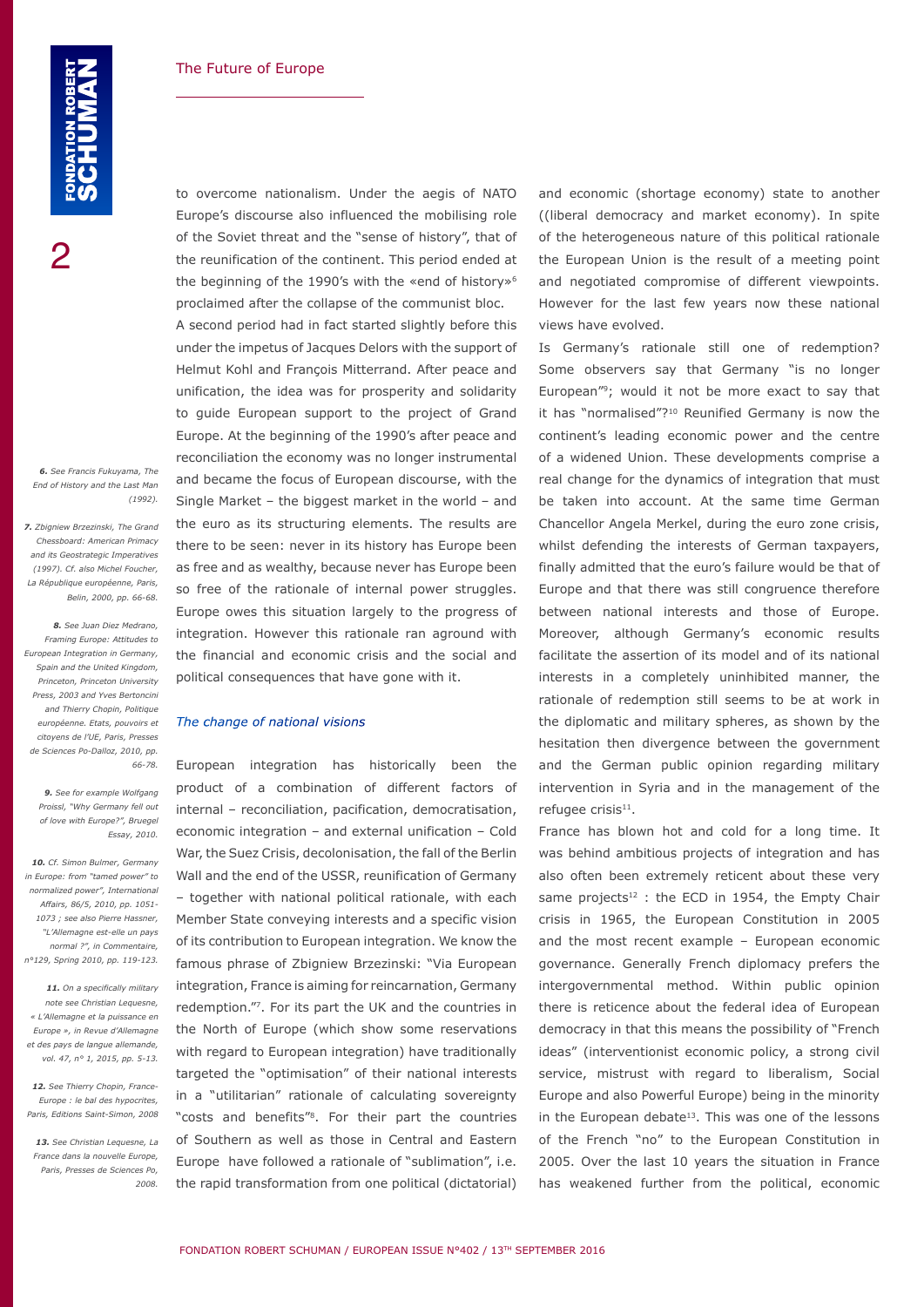to overcome nationalism. Under the aegis of NATO Europe's discourse also influenced the mobilising role of the Soviet threat and the "sense of history", that of the reunification of the continent. This period ended at the beginning of the 1990's with the «end of history»[6] proclaimed after the collapse of the communist bloc.

A second period had in fact started slightly before this under the impetus of Jacques Delors with the support of Helmut Kohl and François Mitterrand. After peace and unification, the idea was for prosperity and solidarity to guide European support to the project of Grand Europe. At the beginning of the 1990's after peace and reconciliation the economy was no longer instrumental and became the focus of European discourse, with the Single Market – the biggest market in the world – and the euro as its structuring elements. The results are there to be seen: never in its history has Europe been as free and as wealthy, because never has Europe been so free of the rationale of internal power struggles. Europe owes this situation largely to the progress of integration. However this rationale ran aground with the financial and economic crisis and the social and political consequences that have gone with it.

### *The change of national visions*

European integration has historically been the product of a combination of different factors of internal – reconciliation, pacification, democratisation, economic integration – and external unification – Cold War, the Suez Crisis, decolonisation, the fall of the Berlin Wall and the end of the USSR, reunification of Germany – together with national political rationale, with each Member State conveying interests and a specific vision of its contribution to European integration. We know the famous phrase of Zbigniew Brzezinski: "Via European integration, France is aiming for reincarnation, Germany redemption."[7]. For its part the UK and the countries in the North of Europe (which show some reservations with regard to European integration) have traditionally targeted the "optimisation" of their national interests in a "utilitarian" rationale of calculating sovereignty "costs and benefits"[8]. For their part the countries of Southern as well as those in Central and Eastern Europe have followed a rationale of "sublimation", i.e. the rapid transformation from one political (dictatorial) and economic (shortage economy) state to another ((liberal democracy and market economy). In spite of the heterogeneous nature of this political rationale the European Union is the result of a meeting point and negotiated compromise of different viewpoints. However for the last few years now these national views have evolved.

Is Germany's rationale still one of redemption? Some observers say that Germany "is no longer European"[9]; would it not be more exact to say that it has "normalised"?[10] Reunified Germany is now the continent's leading economic power and the centre of a widened Union. These developments comprise a real change for the dynamics of integration that must be taken into account. At the same time German Chancellor Angela Merkel, during the euro zone crisis, whilst defending the interests of German taxpayers, finally admitted that the euro's failure would be that of Europe and that there was still congruence therefore between national interests and those of Europe. Moreover, although Germany's economic results facilitate the assertion of its model and of its national interests in a completely uninhibited manner, the rationale of redemption still seems to be at work in the diplomatic and military spheres, as shown by the hesitation then divergence between the government and the German public opinion regarding military intervention in Syria and in the management of the refugee crisis[11].

France has blown hot and cold for a long time. It was behind ambitious projects of integration and has also often been extremely reticent about these very same projects[12] : the ECD in 1954, the Empty Chair crisis in 1965, the European Constitution in 2005 and the most recent example – European economic governance. Generally French diplomacy prefers the intergovernmental method. Within public opinion there is reticence about the federal idea of European democracy in that this means the possibility of "French ideas" (interventionist economic policy, a strong civil service, mistrust with regard to liberalism, Social Europe and also Powerful Europe) being in the minority in the European debate[13]. This was one of the lessons of the French "no" to the European Constitution in 2005. Over the last 10 years the situation in France has weakened further from the political, economic

---

*6. See Francis Fukuyama, The End of History and the Last Man (1992).*

*7. Zbigniew Brzezinski, The Grand Chessboard: American Primacy and its Geostrategic Imperatives (1997). Cf. also Michel Foucher, La République européenne, Paris, Belin, 2000, pp. 66-68.*

*8. See Juan Diez Medrano, Framing Europe: Attitudes to European Integration in Germany, Spain and the United Kingdom, Princeton, Princeton University Press, 2003 and Yves Bertoncini and Thierry Chopin, Politique européenne. Etats, pouvoirs et citoyens de l'UE, Paris, Presses de Sciences Po-Dalloz, 2010, pp. 66-78.*

*9. See for example Wolfgang Proissl, "Why Germany fell out of love with Europe?", Bruegel Essay, 2010.*

*10. Cf. Simon Bulmer, Germany in Europe: from "tamed power" to normalized power", International Affairs, 86/5, 2010, pp. 1051-1073 ; see also Pierre Hassner, "L'Allemagne est-elle un pays normal ?", in Commentaire, n°129, Spring 2010, pp. 119-123.*

*11. On a specifically military note see Christian Lequesne, « L'Allemagne et la puissance en Europe », in Revue d'Allemagne et des pays de langue allemande, vol. 47, n° 1, 2015, pp. 5-13.*

*12. See Thierry Chopin, France-Europe : le bal des hypocrites, Paris, Editions Saint-Simon, 2008*

*13. See Christian Lequesne, La France dans la nouvelle Europe, Paris, Presses de Sciences Po, 2008.*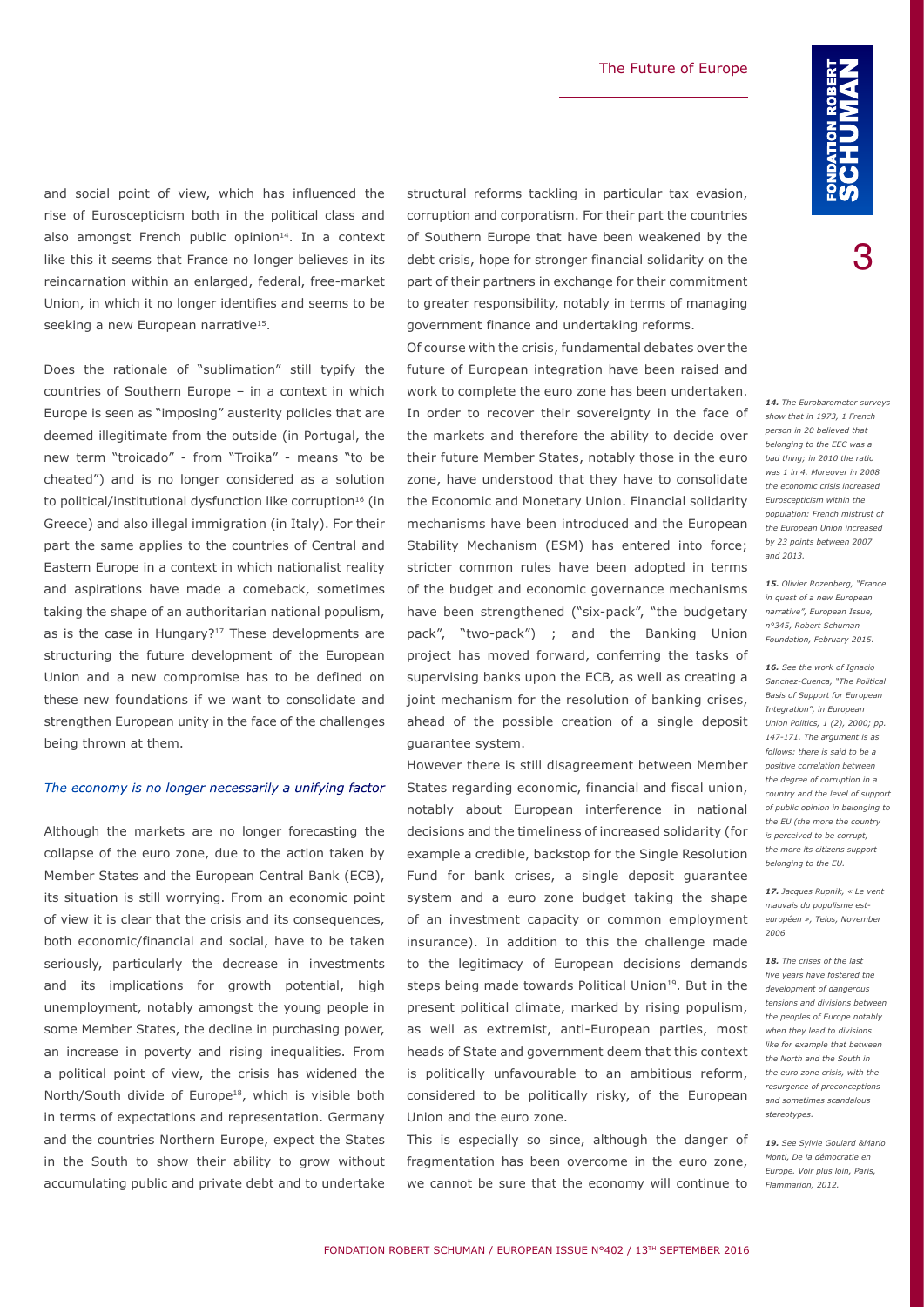and social point of view, which has influenced the rise of Euroscepticism both in the political class and also amongst French public opinion[14]. In a context like this it seems that France no longer believes in its reincarnation within an enlarged, federal, free-market Union, in which it no longer identifies and seems to be seeking a new European narrative[15].

Does the rationale of "sublimation" still typify the countries of Southern Europe – in a context in which Europe is seen as "imposing" austerity policies that are deemed illegitimate from the outside (in Portugal, the new term "troicado" - from "Troika" - means "to be cheated") and is no longer considered as a solution to political/institutional dysfunction like corruption[16] (in Greece) and also illegal immigration (in Italy). For their part the same applies to the countries of Central and Eastern Europe in a context in which nationalist reality and aspirations have made a comeback, sometimes taking the shape of an authoritarian national populism, as is the case in Hungary?[17] These developments are structuring the future development of the European Union and a new compromise has to be defined on these new foundations if we want to consolidate and strengthen European unity in the face of the challenges being thrown at them.

### *The economy is no longer necessarily a unifying factor*

Although the markets are no longer forecasting the collapse of the euro zone, due to the action taken by Member States and the European Central Bank (ECB), its situation is still worrying. From an economic point of view it is clear that the crisis and its consequences, both economic/financial and social, have to be taken seriously, particularly the decrease in investments and its implications for growth potential, high unemployment, notably amongst the young people in some Member States, the decline in purchasing power, an increase in poverty and rising inequalities. From a political point of view, the crisis has widened the North/South divide of Europe[18], which is visible both in terms of expectations and representation. Germany and the countries Northern Europe, expect the States in the South to show their ability to grow without accumulating public and private debt and to undertake structural reforms tackling in particular tax evasion, corruption and corporatism. For their part the countries of Southern Europe that have been weakened by the debt crisis, hope for stronger financial solidarity on the part of their partners in exchange for their commitment to greater responsibility, notably in terms of managing government finance and undertaking reforms.

Of course with the crisis, fundamental debates over the future of European integration have been raised and work to complete the euro zone has been undertaken. In order to recover their sovereignty in the face of the markets and therefore the ability to decide over their future Member States, notably those in the euro zone, have understood that they have to consolidate the Economic and Monetary Union. Financial solidarity mechanisms have been introduced and the European Stability Mechanism (ESM) has entered into force; stricter common rules have been adopted in terms of the budget and economic governance mechanisms have been strengthened ("six-pack", "the budgetary pack", "two-pack") ; and the Banking Union project has moved forward, conferring the tasks of supervising banks upon the ECB, as well as creating a joint mechanism for the resolution of banking crises, ahead of the possible creation of a single deposit guarantee system.

However there is still disagreement between Member States regarding economic, financial and fiscal union, notably about European interference in national decisions and the timeliness of increased solidarity (for example a credible, backstop for the Single Resolution Fund for bank crises, a single deposit guarantee system and a euro zone budget taking the shape of an investment capacity or common employment insurance). In addition to this the challenge made to the legitimacy of European decisions demands steps being made towards Political Union[19]. But in the present political climate, marked by rising populism, as well as extremist, anti-European parties, most heads of State and government deem that this context is politically unfavourable to an ambitious reform, considered to be politically risky, of the European Union and the euro zone.

This is especially so since, although the danger of fragmentation has been overcome in the euro zone, we cannot be sure that the economy will continue to

*14. The Eurobarometer surveys show that in 1973, 1 French person in 20 believed that belonging to the EEC was a bad thing; in 2010 the ratio was 1 in 4. Moreover in 2008 the economic crisis increased Euroscepticism within the population: French mistrust of the European Union increased by 23 points between 2007 and 2013.*

*15. Olivier Rozenberg, "France in quest of a new European narrative", European Issue, n°345, Robert Schuman Foundation, February 2015.*

*16. See the work of Ignacio Sanchez-Cuenca, "The Political Basis of Support for European Integration", in European Union Politics, 1 (2), 2000; pp. 147-171. The argument is as follows: there is said to be a positive correlation between the degree of corruption in a country and the level of support of public opinion in belonging to the EU (the more the country is perceived to be corrupt, the more its citizens support belonging to the EU.*

*17. Jacques Rupnik, « Le vent mauvais du populisme est-européen », Telos, November 2006*

*18. The crises of the last five years have fostered the development of dangerous tensions and divisions between the peoples of Europe notably when they lead to divisions like for example that between the North and the South in the euro zone crisis, with the resurgence of preconceptions and sometimes scandalous stereotypes.*

*19. See Sylvie Goulard &Mario Monti, De la démocratie en Europe. Voir plus loin, Paris, Flammarion, 2012.*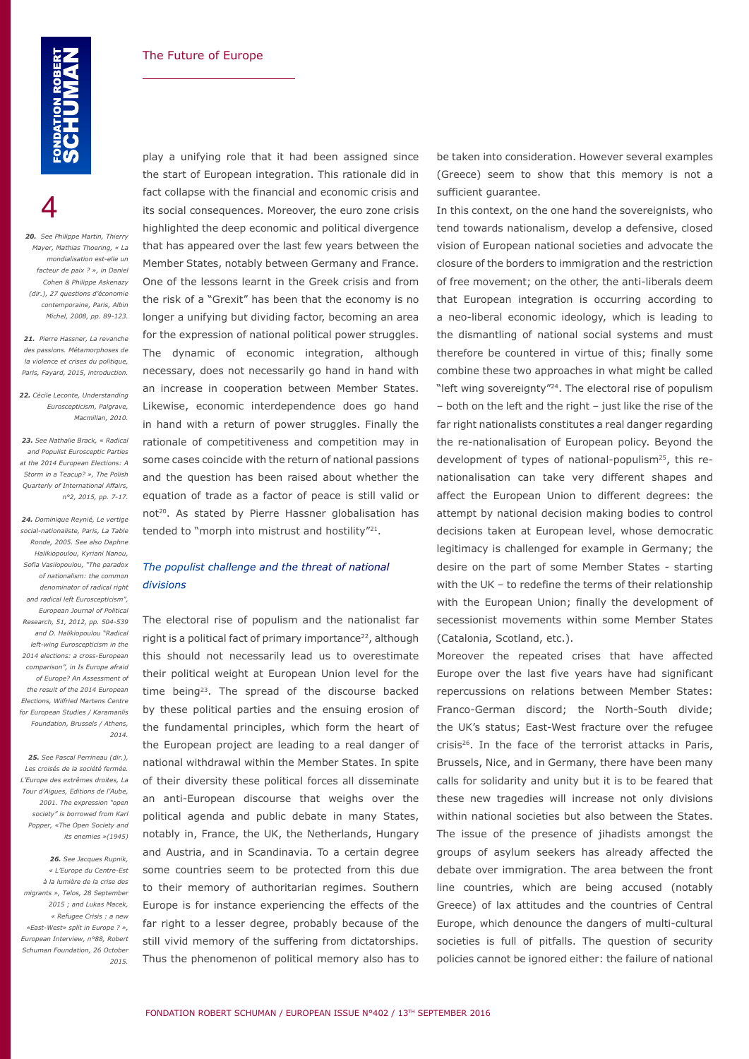play a unifying role that it had been assigned since the start of European integration. This rationale did in fact collapse with the financial and economic crisis and its social consequences. Moreover, the euro zone crisis highlighted the deep economic and political divergence that has appeared over the last few years between the Member States, notably between Germany and France. One of the lessons learnt in the Greek crisis and from the risk of a "Grexit" has been that the economy is no longer a unifying but dividing factor, becoming an area for the expression of national political power struggles. The dynamic of economic integration, although necessary, does not necessarily go hand in hand with an increase in cooperation between Member States. Likewise, economic interdependence does go hand in hand with a return of power struggles. Finally the rationale of competitiveness and competition may in some cases coincide with the return of national passions and the question has been raised about whether the equation of trade as a factor of peace is still valid or not[20]. As stated by Pierre Hassner globalisation has tended to "morph into mistrust and hostility"[21].

### *The populist challenge and the threat of national divisions*

The electoral rise of populism and the nationalist far right is a political fact of primary importance[22], although this should not necessarily lead us to overestimate their political weight at European Union level for the time being[23]. The spread of the discourse backed by these political parties and the ensuing erosion of the fundamental principles, which form the heart of the European project are leading to a real danger of national withdrawal within the Member States. In spite of their diversity these political forces all disseminate an anti-European discourse that weighs over the political agenda and public debate in many States, notably in, France, the UK, the Netherlands, Hungary and Austria, and in Scandinavia. To a certain degree some countries seem to be protected from this due to their memory of authoritarian regimes. Southern Europe is for instance experiencing the effects of the far right to a lesser degree, probably because of the still vivid memory of the suffering from dictatorships. Thus the phenomenon of political memory also has to be taken into consideration. However several examples (Greece) seem to show that this memory is not a sufficient guarantee.

In this context, on the one hand the sovereignists, who tend towards nationalism, develop a defensive, closed vision of European national societies and advocate the closure of the borders to immigration and the restriction of free movement; on the other, the anti-liberals deem that European integration is occurring according to a neo-liberal economic ideology, which is leading to the dismantling of national social systems and must therefore be countered in virtue of this; finally some combine these two approaches in what might be called "left wing sovereignty"[24]. The electoral rise of populism – both on the left and the right – just like the rise of the far right nationalists constitutes a real danger regarding the re-nationalisation of European policy. Beyond the development of types of national-populism[25], this re-nationalisation can take very different shapes and affect the European Union to different degrees: the attempt by national decision making bodies to control decisions taken at European level, whose democratic legitimacy is challenged for example in Germany; the desire on the part of some Member States - starting with the UK – to redefine the terms of their relationship with the European Union; finally the development of secessionist movements within some Member States (Catalonia, Scotland, etc.).

Moreover the repeated crises that have affected Europe over the last five years have had significant repercussions on relations between Member States: Franco-German discord; the North-South divide; the UK's status; East-West fracture over the refugee crisis[26]. In the face of the terrorist attacks in Paris, Brussels, Nice, and in Germany, there have been many calls for solidarity and unity but it is to be feared that these new tragedies will increase not only divisions within national societies but also between the States. The issue of the presence of jihadists amongst the groups of asylum seekers has already affected the debate over immigration. The area between the front line countries, which are being accused (notably Greece) of lax attitudes and the countries of Central Europe, which denounce the dangers of multi-cultural societies is full of pitfalls. The question of security policies cannot be ignored either: the failure of national

---

*20. See Philippe Martin, Thierry Mayer, Mathias Thoering, « La mondialisation est-elle un facteur de paix ? », in Daniel Cohen & Philippe Askenazy (dir.), 27 questions d'économie contemporaine, Paris, Albin Michel, 2008, pp. 89-123.*

*21. Pierre Hassner, La revanche des passions. Métamorphoses de la violence et crises du politique, Paris, Fayard, 2015, introduction.*

*22. Cécile Leconte, Understanding Euroscepticism, Palgrave, Macmillan, 2010.*

*23. See Nathalie Brack, « Radical and Populist Eurosceptic Parties at the 2014 European Elections: A Storm in a Teacup? », The Polish Quarterly of International Affairs, n°2, 2015, pp. 7-17.*

*24. Dominique Reynié, Le vertige social-nationaliste, Paris, La Table Ronde, 2005. See also Daphne Halikiopoulou, Kyriani Nanou, Sofia Vasilopoulou, "The paradox of nationalism: the common denominator of radical right and radical left Euroscepticism", European Journal of Political Research, 51, 2012, pp. 504-539 and D. Halikiopoulou "Radical left-wing Euroscepticism in the 2014 elections: a cross-European comparison", in Is Europe afraid of Europe? An Assessment of the result of the 2014 European Elections, Wilfried Martens Centre for European Studies / Karamanlis Foundation, Brussels / Athens, 2014.*

*25. See Pascal Perrineau (dir.), Les croisés de la société fermée. L'Europe des extrêmes droites, La Tour d'Aigues, Editions de l'Aube, 2001. The expression "open society" is borrowed from Karl Popper, «The Open Society and its enemies »(1945)*

*26. See Jacques Rupnik, « L'Europe du Centre-Est à la lumière de la crise des migrants », Telos, 28 September 2015 ; and Lukas Macek, « Refugee Crisis : a new «East-West» split in Europe ? », European Interview, n°88, Robert Schuman Foundation, 26 October 2015.*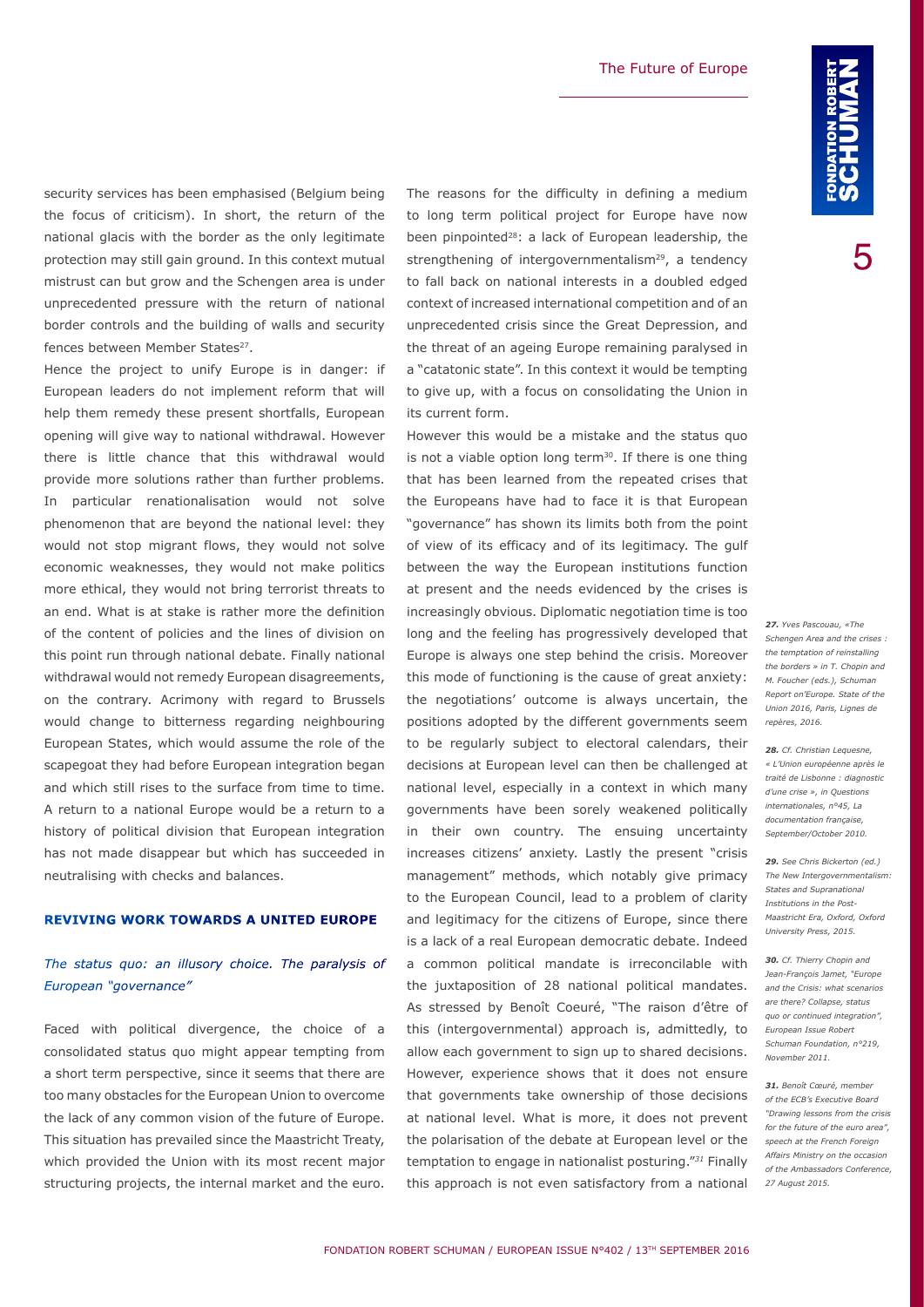security services has been emphasised (Belgium being the focus of criticism). In short, the return of the national glacis with the border as the only legitimate protection may still gain ground. In this context mutual mistrust can but grow and the Schengen area is under unprecedented pressure with the return of national border controls and the building of walls and security fences between Member States[27].

Hence the project to unify Europe is in danger: if European leaders do not implement reform that will help them remedy these present shortfalls, European opening will give way to national withdrawal. However there is little chance that this withdrawal would provide more solutions rather than further problems. In particular renationalisation would not solve phenomenon that are beyond the national level: they would not stop migrant flows, they would not solve economic weaknesses, they would not make politics more ethical, they would not bring terrorist threats to an end. What is at stake is rather more the definition of the content of policies and the lines of division on this point run through national debate. Finally national withdrawal would not remedy European disagreements, on the contrary. Acrimony with regard to Brussels would change to bitterness regarding neighbouring European States, which would assume the role of the scapegoat they had before European integration began and which still rises to the surface from time to time. A return to a national Europe would be a return to a history of political division that European integration has not made disappear but which has succeeded in neutralising with checks and balances.

## REVIVING WORK TOWARDS A UNITED EUROPE

### *The status quo: an illusory choice. The paralysis of European "governance"*

Faced with political divergence, the choice of a consolidated status quo might appear tempting from a short term perspective, since it seems that there are too many obstacles for the European Union to overcome the lack of any common vision of the future of Europe. This situation has prevailed since the Maastricht Treaty, which provided the Union with its most recent major structuring projects, the internal market and the euro. The reasons for the difficulty in defining a medium to long term political project for Europe have now been pinpointed[28]: a lack of European leadership, the strengthening of intergovernmentalism[29], a tendency to fall back on national interests in a doubled edged context of increased international competition and of an unprecedented crisis since the Great Depression, and the threat of an ageing Europe remaining paralysed in a "catatonic state". In this context it would be tempting to give up, with a focus on consolidating the Union in its current form.

However this would be a mistake and the status quo is not a viable option long term[30]. If there is one thing that has been learned from the repeated crises that the Europeans have had to face it is that European "governance" has shown its limits both from the point of view of its efficacy and of its legitimacy. The gulf between the way the European institutions function at present and the needs evidenced by the crises is increasingly obvious. Diplomatic negotiation time is too long and the feeling has progressively developed that Europe is always one step behind the crisis. Moreover this mode of functioning is the cause of great anxiety: the negotiations' outcome is always uncertain, the positions adopted by the different governments seem to be regularly subject to electoral calendars, their decisions at European level can then be challenged at national level, especially in a context in which many governments have been sorely weakened politically in their own country. The ensuing uncertainty increases citizens' anxiety. Lastly the present "crisis management" methods, which notably give primacy to the European Council, lead to a problem of clarity and legitimacy for the citizens of Europe, since there is a lack of a real European democratic debate. Indeed a common political mandate is irreconcilable with the juxtaposition of 28 national political mandates. As stressed by Benoît Coeuré, "The raison d'être of this (intergovernmental) approach is, admittedly, to allow each government to sign up to shared decisions. However, experience shows that it does not ensure that governments take ownership of those decisions at national level. What is more, it does not prevent the polarisation of the debate at European level or the temptation to engage in nationalist posturing."[31] Finally this approach is not even satisfactory from a national

*27. Yves Pascouau, «The Schengen Area and the crises : the temptation of reinstalling the borders » in T. Chopin and M. Foucher (eds.), Schuman Report on'Europe. State of the Union 2016, Paris, Lignes de repères, 2016.*

*28. Cf. Christian Lequesne, « L'Union européenne après le traité de Lisbonne : diagnostic d'une crise », in Questions internationales, n°45, La documentation française, September/October 2010.*

*29. See Chris Bickerton (ed.) The New Intergovernmentalism: States and Supranational Institutions in the Post-Maastricht Era, Oxford, Oxford University Press, 2015.*

*30. Cf. Thierry Chopin and Jean-François Jamet, "Europe and the Crisis: what scenarios are there? Collapse, status quo or continued integration", European Issue Robert Schuman Foundation, n°219, November 2011.*

*31. Benoît Cœuré, member of the ECB's Executive Board "Drawing lessons from the crisis for the future of the euro area", speech at the French Foreign Affairs Ministry on the occasion of the Ambassadors Conference, 27 August 2015.*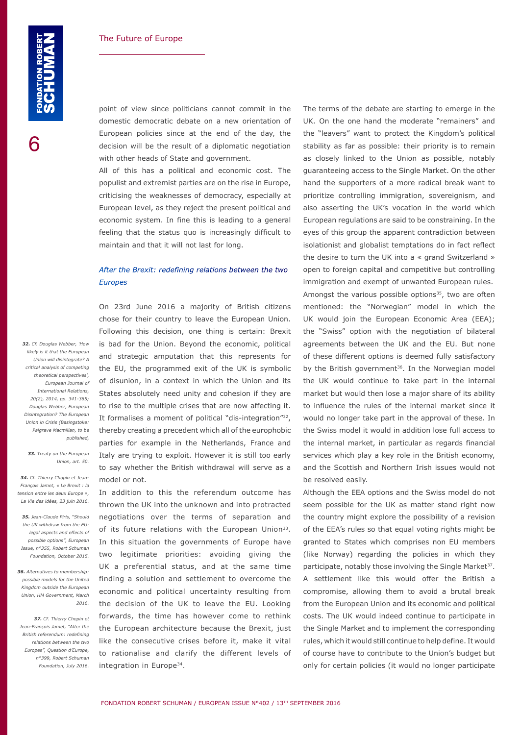point of view since politicians cannot commit in the domestic democratic debate on a new orientation of European policies since at the end of the day, the decision will be the result of a diplomatic negotiation with other heads of State and government.

All of this has a political and economic cost. The populist and extremist parties are on the rise in Europe, criticising the weaknesses of democracy, especially at European level, as they reject the present political and economic system. In fine this is leading to a general feeling that the status quo is increasingly difficult to maintain and that it will not last for long.

### *After the Brexit: redefining relations between the two Europes*

On 23rd June 2016 a majority of British citizens chose for their country to leave the European Union. Following this decision, one thing is certain: Brexit is bad for the Union. Beyond the economic, political and strategic amputation that this represents for the EU, the programmed exit of the UK is symbolic of disunion, in a context in which the Union and its States absolutely need unity and cohesion if they are to rise to the multiple crises that are now affecting it. It formalises a moment of political "dis-integration"[32], thereby creating a precedent which all of the europhobic parties for example in the Netherlands, France and Italy are trying to exploit. However it is still too early to say whether the British withdrawal will serve as a model or not.

In addition to this the referendum outcome has thrown the UK into the unknown and into protracted negotiations over the terms of separation and of its future relations with the European Union[33]. In this situation the governments of Europe have two legitimate priorities: avoiding giving the UK a preferential status, and at the same time finding a solution and settlement to overcome the economic and political uncertainty resulting from the decision of the UK to leave the EU. Looking forwards, the time has however come to rethink the European architecture because the Brexit, just like the consecutive crises before it, make it vital to rationalise and clarify the different levels of integration in Europe[34].

The terms of the debate are starting to emerge in the UK. On the one hand the moderate "remainers" and the "leavers" want to protect the Kingdom's political stability as far as possible: their priority is to remain as closely linked to the Union as possible, notably guaranteeing access to the Single Market. On the other hand the supporters of a more radical break want to prioritize controlling immigration, sovereignism, and also asserting the UK's vocation in the world which European regulations are said to be constraining. In the eyes of this group the apparent contradiction between isolationist and globalist temptations do in fact reflect the desire to turn the UK into a « grand Switzerland » open to foreign capital and competitive but controlling immigration and exempt of unwanted European rules.

Amongst the various possible options[35], two are often mentioned: the "Norwegian" model in which the UK would join the European Economic Area (EEA); the "Swiss" option with the negotiation of bilateral agreements between the UK and the EU. But none of these different options is deemed fully satisfactory by the British government[36]. In the Norwegian model the UK would continue to take part in the internal market but would then lose a major share of its ability to influence the rules of the internal market since it would no longer take part in the approval of these. In the Swiss model it would in addition lose full access to the internal market, in particular as regards financial services which play a key role in the British economy, and the Scottish and Northern Irish issues would not be resolved easily.

Although the EEA options and the Swiss model do not seem possible for the UK as matter stand right now the country might explore the possibility of a revision of the EEA's rules so that equal voting rights might be granted to States which comprises non EU members (like Norway) regarding the policies in which they participate, notably those involving the Single Market[37]. A settlement like this would offer the British a compromise, allowing them to avoid a brutal break from the European Union and its economic and political costs. The UK would indeed continue to participate in the Single Market and to implement the corresponding rules, which it would still continue to help define. It would of course have to contribute to the Union's budget but only for certain policies (it would no longer participate

---

*32. Cf. Douglas Webber, 'How likely is it that the European Union will disintegrate? A critical analysis of competing theoretical perspectives', European Journal of International Relations, 20(2), 2014, pp. 341-365; Douglas Webber, European Disintegration? The European Union in Crisis (Basingstoke: Palgrave Macmillan, to be published,*

*33. Treaty on the European Union, art. 50.*

*34. Cf. Thierry Chopin et Jean-François Jamet, « Le Brexit : la tension entre les deux Europe », La Vie des idées, 23 juin 2016.*

*35. Jean-Claude Piris, "Should the UK withdraw from the EU: legal aspects and effects of possible options", European Issue, n°355, Robert Schuman Foundation, October 2015.*

*36. Alternatives to membership: possible models for the United Kingdom outside the European Union, HM Government, March 2016.*

*37. Cf. Thierry Chopin et Jean-François Jamet, "After the British referendum: redefining relations between the two Europes", Question d'Europe, n°399, Robert Schuman Foundation, July 2016.*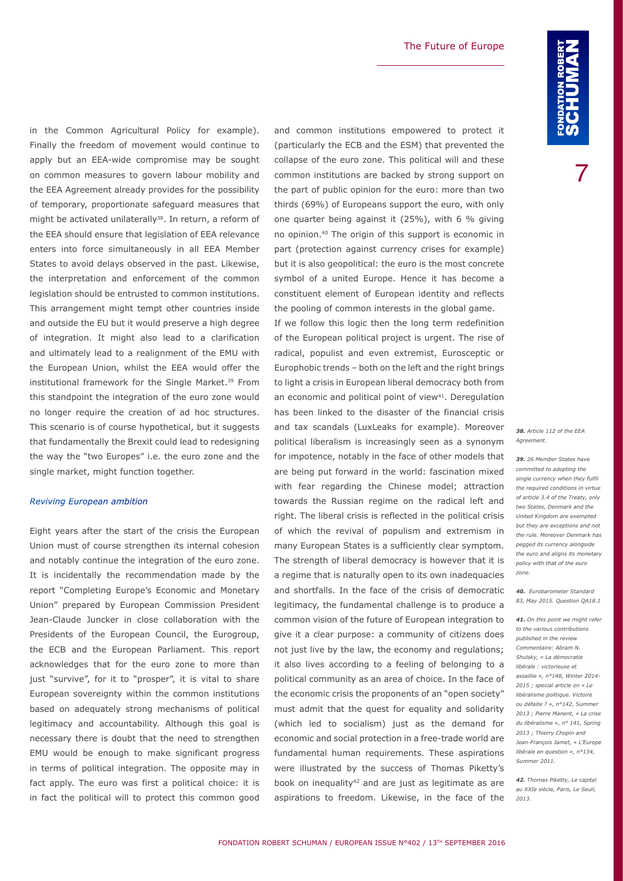in the Common Agricultural Policy for example). Finally the freedom of movement would continue to apply but an EEA-wide compromise may be sought on common measures to govern labour mobility and the EEA Agreement already provides for the possibility of temporary, proportionate safeguard measures that might be activated unilaterally[38]. In return, a reform of the EEA should ensure that legislation of EEA relevance enters into force simultaneously in all EEA Member States to avoid delays observed in the past. Likewise, the interpretation and enforcement of the common legislation should be entrusted to common institutions. This arrangement might tempt other countries inside and outside the EU but it would preserve a high degree of integration. It might also lead to a clarification and ultimately lead to a realignment of the EMU with the European Union, whilst the EEA would offer the institutional framework for the Single Market.[39] From this standpoint the integration of the euro zone would no longer require the creation of ad hoc structures. This scenario is of course hypothetical, but it suggests that fundamentally the Brexit could lead to redesigning the way the "two Europes" i.e. the euro zone and the single market, might function together.

### *Reviving European ambition*

Eight years after the start of the crisis the European Union must of course strengthen its internal cohesion and notably continue the integration of the euro zone. It is incidentally the recommendation made by the report "Completing Europe's Economic and Monetary Union" prepared by European Commission President Jean-Claude Juncker in close collaboration with the Presidents of the European Council, the Eurogroup, the ECB and the European Parliament. This report acknowledges that for the euro zone to more than just "survive", for it to "prosper", it is vital to share European sovereignty within the common institutions based on adequately strong mechanisms of political legitimacy and accountability. Although this goal is necessary there is doubt that the need to strengthen EMU would be enough to make significant progress in terms of political integration. The opposite may in fact apply. The euro was first a political choice: it is in fact the political will to protect this common good and common institutions empowered to protect it (particularly the ECB and the ESM) that prevented the collapse of the euro zone. This political will and these common institutions are backed by strong support on the part of public opinion for the euro: more than two thirds (69%) of Europeans support the euro, with only one quarter being against it (25%), with 6 % giving no opinion.[40] The origin of this support is economic in part (protection against currency crises for example) but it is also geopolitical: the euro is the most concrete symbol of a united Europe. Hence it has become a constituent element of European identity and reflects the pooling of common interests in the global game.

If we follow this logic then the long term redefinition of the European political project is urgent. The rise of radical, populist and even extremist, Eurosceptic or Europhobic trends – both on the left and the right brings to light a crisis in European liberal democracy both from an economic and political point of view[41]. Deregulation has been linked to the disaster of the financial crisis and tax scandals (LuxLeaks for example). Moreover political liberalism is increasingly seen as a synonym for impotence, notably in the face of other models that are being put forward in the world: fascination mixed with fear regarding the Chinese model; attraction towards the Russian regime on the radical left and right. The liberal crisis is reflected in the political crisis of which the revival of populism and extremism in many European States is a sufficiently clear symptom. The strength of liberal democracy is however that it is a regime that is naturally open to its own inadequacies and shortfalls. In the face of the crisis of democratic legitimacy, the fundamental challenge is to produce a common vision of the future of European integration to give it a clear purpose: a community of citizens does not just live by the law, the economy and regulations; it also lives according to a feeling of belonging to a political community as an area of choice. In the face of the economic crisis the proponents of an "open society" must admit that the quest for equality and solidarity (which led to socialism) just as the demand for economic and social protection in a free-trade world are fundamental human requirements. These aspirations were illustrated by the success of Thomas Piketty's book on inequality[42] and are just as legitimate as are aspirations to freedom. Likewise, in the face of the

*38. Article 112 of the EEA Agreement.*

*39. 26 Member States have committed to adopting the single currency when they fulfil the required conditions in virtue of article 3.4 of the Treaty, only two States, Denmark and the United Kingdom are exempted but they are exceptions and not the rule. Moreover Denmark has pegged its currency alongside the euro and aligns its monetary policy with that of the euro zone.*

*40. Eurobarometer Standard 83, May 2015. Question QA18.1*

*41. On this point we might refer to the various contributions published in the review Commentaire: Abram N. Shulsky, « La démocratie libérale : victorieuse et assaillie », n°148, Winter 2014-2015 ; special article on « Le libéralisme politique. Victoire ou défaite ? », n°142, Summer 2013 ; Pierre Manent, « La crise du libéralisme », n° 141, Spring 2013 ; Thierry Chopin and Jean-François Jamet, « L'Europe libérale en question », n°134, Summer 2011.*

*42. Thomas Piketty, Le capital au XXIe siècle, Paris, Le Seuil, 2013.*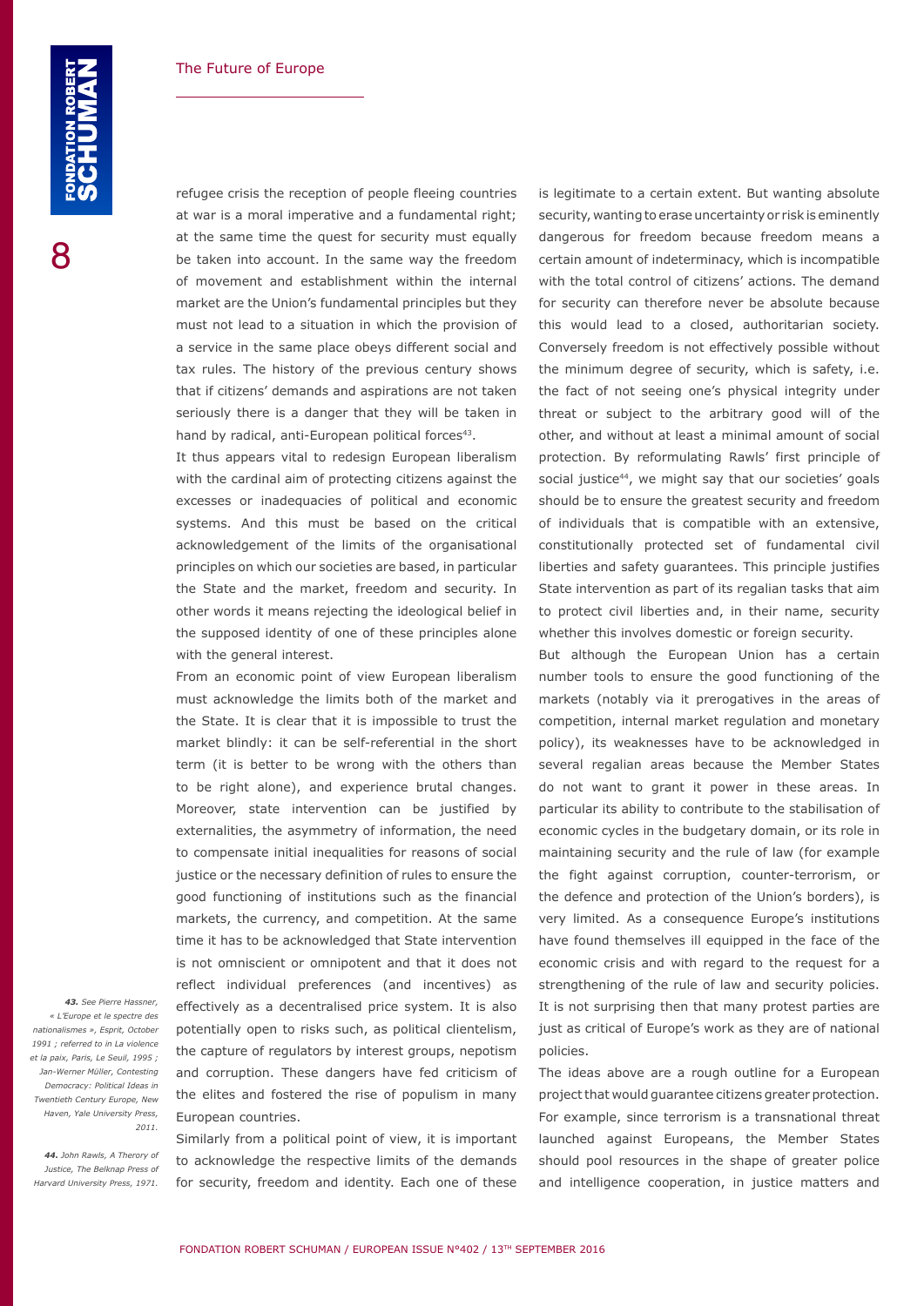refugee crisis the reception of people fleeing countries at war is a moral imperative and a fundamental right; at the same time the quest for security must equally be taken into account. In the same way the freedom of movement and establishment within the internal market are the Union's fundamental principles but they must not lead to a situation in which the provision of a service in the same place obeys different social and tax rules. The history of the previous century shows that if citizens' demands and aspirations are not taken seriously there is a danger that they will be taken in hand by radical, anti-European political forces[43].

It thus appears vital to redesign European liberalism with the cardinal aim of protecting citizens against the excesses or inadequacies of political and economic systems. And this must be based on the critical acknowledgement of the limits of the organisational principles on which our societies are based, in particular the State and the market, freedom and security. In other words it means rejecting the ideological belief in the supposed identity of one of these principles alone with the general interest.

From an economic point of view European liberalism must acknowledge the limits both of the market and the State. It is clear that it is impossible to trust the market blindly: it can be self-referential in the short term (it is better to be wrong with the others than to be right alone), and experience brutal changes. Moreover, state intervention can be justified by externalities, the asymmetry of information, the need to compensate initial inequalities for reasons of social justice or the necessary definition of rules to ensure the good functioning of institutions such as the financial markets, the currency, and competition. At the same time it has to be acknowledged that State intervention is not omniscient or omnipotent and that it does not reflect individual preferences (and incentives) as effectively as a decentralised price system. It is also potentially open to risks such, as political clientelism, the capture of regulators by interest groups, nepotism and corruption. These dangers have fed criticism of the elites and fostered the rise of populism in many European countries.

Similarly from a political point of view, it is important to acknowledge the respective limits of the demands for security, freedom and identity. Each one of these is legitimate to a certain extent. But wanting absolute security, wanting to erase uncertainty or risk is eminently dangerous for freedom because freedom means a certain amount of indeterminacy, which is incompatible with the total control of citizens' actions. The demand for security can therefore never be absolute because this would lead to a closed, authoritarian society. Conversely freedom is not effectively possible without the minimum degree of security, which is safety, i.e. the fact of not seeing one's physical integrity under threat or subject to the arbitrary good will of the other, and without at least a minimal amount of social protection. By reformulating Rawls' first principle of social justice[44], we might say that our societies' goals should be to ensure the greatest security and freedom of individuals that is compatible with an extensive, constitutionally protected set of fundamental civil liberties and safety guarantees. This principle justifies State intervention as part of its regalian tasks that aim to protect civil liberties and, in their name, security whether this involves domestic or foreign security.

But although the European Union has a certain number tools to ensure the good functioning of the markets (notably via it prerogatives in the areas of competition, internal market regulation and monetary policy), its weaknesses have to be acknowledged in several regalian areas because the Member States do not want to grant it power in these areas. In particular its ability to contribute to the stabilisation of economic cycles in the budgetary domain, or its role in maintaining security and the rule of law (for example the fight against corruption, counter-terrorism, or the defence and protection of the Union's borders), is very limited. As a consequence Europe's institutions have found themselves ill equipped in the face of the economic crisis and with regard to the request for a strengthening of the rule of law and security policies. It is not surprising then that many protest parties are just as critical of Europe's work as they are of national policies.

The ideas above are a rough outline for a European project that would guarantee citizens greater protection. For example, since terrorism is a transnational threat launched against Europeans, the Member States should pool resources in the shape of greater police and intelligence cooperation, in justice matters and

*43. See Pierre Hassner, « L'Europe et le spectre des nationalismes », Esprit, October 1991 ; referred to in La violence et la paix, Paris, Le Seuil, 1995 ; Jan-Werner Müller, Contesting Democracy: Political Ideas in Twentieth Century Europe, New Haven, Yale University Press, 2011.*

*44. John Rawls, A Therory of Justice, The Belknap Press of Harvard University Press, 1971.*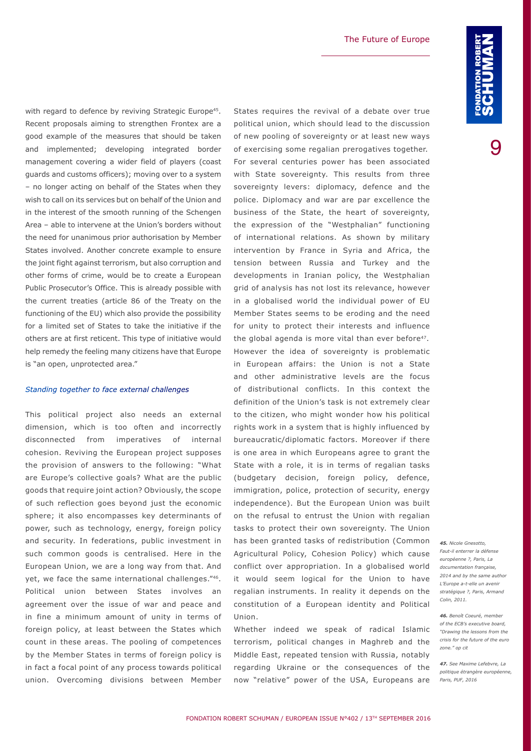with regard to defence by reviving Strategic Europe[45]. Recent proposals aiming to strengthen Frontex are a good example of the measures that should be taken and implemented; developing integrated border management covering a wider field of players (coast guards and customs officers); moving over to a system – no longer acting on behalf of the States when they wish to call on its services but on behalf of the Union and in the interest of the smooth running of the Schengen Area – able to intervene at the Union's borders without the need for unanimous prior authorisation by Member States involved. Another concrete example to ensure the joint fight against terrorism, but also corruption and other forms of crime, would be to create a European Public Prosecutor's Office. This is already possible with the current treaties (article 86 of the Treaty on the functioning of the EU) which also provide the possibility for a limited set of States to take the initiative if the others are at first reticent. This type of initiative would help remedy the feeling many citizens have that Europe is "an open, unprotected area."

### *Standing together to face external challenges*

This political project also needs an external dimension, which is too often and incorrectly disconnected from imperatives of internal cohesion. Reviving the European project supposes the provision of answers to the following: "What are Europe's collective goals? What are the public goods that require joint action? Obviously, the scope of such reflection goes beyond just the economic sphere; it also encompasses key determinants of power, such as technology, energy, foreign policy and security. In federations, public investment in such common goods is centralised. Here in the European Union, we are a long way from that. And yet, we face the same international challenges."[46]. Political union between States involves an agreement over the issue of war and peace and in fine a minimum amount of unity in terms of foreign policy, at least between the States which count in these areas. The pooling of competences by the Member States in terms of foreign policy is in fact a focal point of any process towards political union. Overcoming divisions between Member States requires the revival of a debate over true political union, which should lead to the discussion of new pooling of sovereignty or at least new ways of exercising some regalian prerogatives together. For several centuries power has been associated with State sovereignty. This results from three sovereignty levers: diplomacy, defence and the police. Diplomacy and war are par excellence the business of the State, the heart of sovereignty, the expression of the "Westphalian" functioning of international relations. As shown by military intervention by France in Syria and Africa, the tension between Russia and Turkey and the developments in Iranian policy, the Westphalian grid of analysis has not lost its relevance, however in a globalised world the individual power of EU Member States seems to be eroding and the need for unity to protect their interests and influence the global agenda is more vital than ever before[47]. However the idea of sovereignty is problematic in European affairs: the Union is not a State and other administrative levels are the focus of distributional conflicts. In this context the definition of the Union's task is not extremely clear to the citizen, who might wonder how his political rights work in a system that is highly influenced by bureaucratic/diplomatic factors. Moreover if there is one area in which Europeans agree to grant the State with a role, it is in terms of regalian tasks (budgetary decision, foreign policy, defence, immigration, police, protection of security, energy independence). But the European Union was built on the refusal to entrust the Union with regalian tasks to protect their own sovereignty. The Union has been granted tasks of redistribution (Common Agricultural Policy, Cohesion Policy) which cause conflict over appropriation. In a globalised world it would seem logical for the Union to have regalian instruments. In reality it depends on the constitution of a European identity and Political Union.

Whether indeed we speak of radical Islamic terrorism, political changes in Maghreb and the Middle East, repeated tension with Russia, notably regarding Ukraine or the consequences of the now "relative" power of the USA, Europeans are

*45. Nicole Gnesotto, Faut-il enterrer la défense européenne ?, Paris, La documentation française, 2014 and by the same author L'Europe a-t-elle un avenir stratégique ?, Paris, Armand Colin, 2011.*

*46. Benoît Coeuré, member of the ECB's executive board, "Drawing the lessons from the crisis for the future of the euro zone." op cit*

*47. See Maxime Lefebvre, La politique étrangère européenne, Paris, PUF, 2016*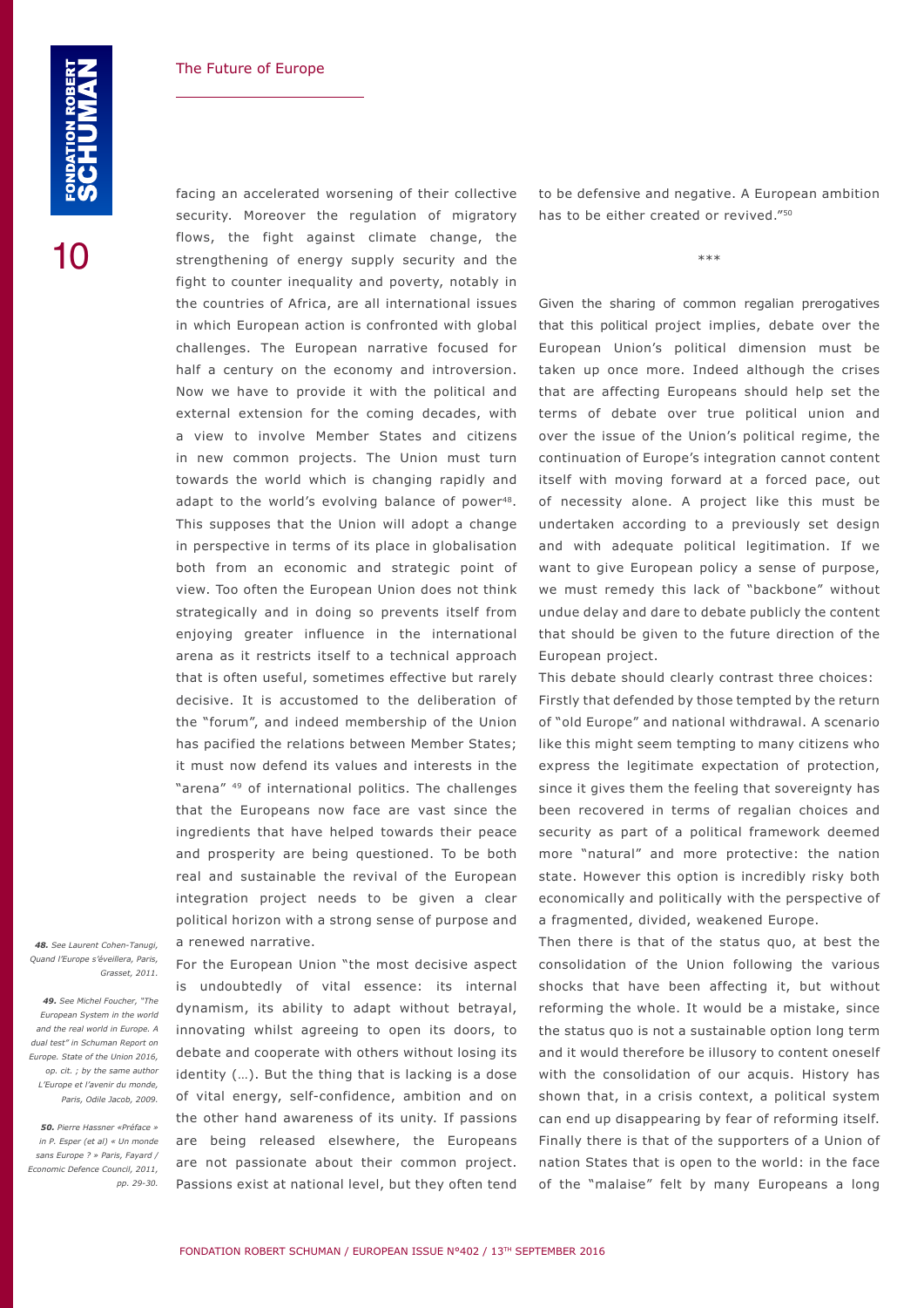facing an accelerated worsening of their collective security. Moreover the regulation of migratory flows, the fight against climate change, the strengthening of energy supply security and the fight to counter inequality and poverty, notably in the countries of Africa, are all international issues in which European action is confronted with global challenges. The European narrative focused for half a century on the economy and introversion. Now we have to provide it with the political and external extension for the coming decades, with a view to involve Member States and citizens in new common projects. The Union must turn towards the world which is changing rapidly and adapt to the world's evolving balance of power[48]. This supposes that the Union will adopt a change in perspective in terms of its place in globalisation both from an economic and strategic point of view. Too often the European Union does not think strategically and in doing so prevents itself from enjoying greater influence in the international arena as it restricts itself to a technical approach that is often useful, sometimes effective but rarely decisive. It is accustomed to the deliberation of the "forum", and indeed membership of the Union has pacified the relations between Member States; it must now defend its values and interests in the "arena" [49] of international politics. The challenges that the Europeans now face are vast since the ingredients that have helped towards their peace and prosperity are being questioned. To be both real and sustainable the revival of the European integration project needs to be given a clear political horizon with a strong sense of purpose and a renewed narrative.

For the European Union "the most decisive aspect is undoubtedly of vital essence: its internal dynamism, its ability to adapt without betrayal, innovating whilst agreeing to open its doors, to debate and cooperate with others without losing its identity (…). But the thing that is lacking is a dose of vital energy, self-confidence, ambition and on the other hand awareness of its unity. If passions are being released elsewhere, the Europeans are not passionate about their common project. Passions exist at national level, but they often tend to be defensive and negative. A European ambition has to be either created or revived."[50]

\*\*\*

Given the sharing of common regalian prerogatives that this political project implies, debate over the European Union's political dimension must be taken up once more. Indeed although the crises that are affecting Europeans should help set the terms of debate over true political union and over the issue of the Union's political regime, the continuation of Europe's integration cannot content itself with moving forward at a forced pace, out of necessity alone. A project like this must be undertaken according to a previously set design and with adequate political legitimation. If we want to give European policy a sense of purpose, we must remedy this lack of "backbone" without undue delay and dare to debate publicly the content that should be given to the future direction of the European project.

This debate should clearly contrast three choices:

Firstly that defended by those tempted by the return of "old Europe" and national withdrawal. A scenario like this might seem tempting to many citizens who express the legitimate expectation of protection, since it gives them the feeling that sovereignty has been recovered in terms of regalian choices and security as part of a political framework deemed more "natural" and more protective: the nation state. However this option is incredibly risky both economically and politically with the perspective of a fragmented, divided, weakened Europe.

Then there is that of the status quo, at best the consolidation of the Union following the various shocks that have been affecting it, but without reforming the whole. It would be a mistake, since the status quo is not a sustainable option long term and it would therefore be illusory to content oneself with the consolidation of our acquis. History has shown that, in a crisis context, a political system can end up disappearing by fear of reforming itself.

Finally there is that of the supporters of a Union of nation States that is open to the world: in the face of the "malaise" felt by many Europeans a long

*[48]. See Laurent Cohen-Tanugi, Quand l'Europe s'éveillera, Paris, Grasset, 2011.*

*[49]. See Michel Foucher, "The European System in the world and the real world in Europe. A dual test" in Schuman Report on Europe. State of the Union 2016, op. cit. ; by the same author L'Europe et l'avenir du monde, Paris, Odile Jacob, 2009.*

*[50]. Pierre Hassner «Préface » in P. Esper (et al) « Un monde sans Europe ? » Paris, Fayard / Economic Defence Council, 2011, pp. 29-30.*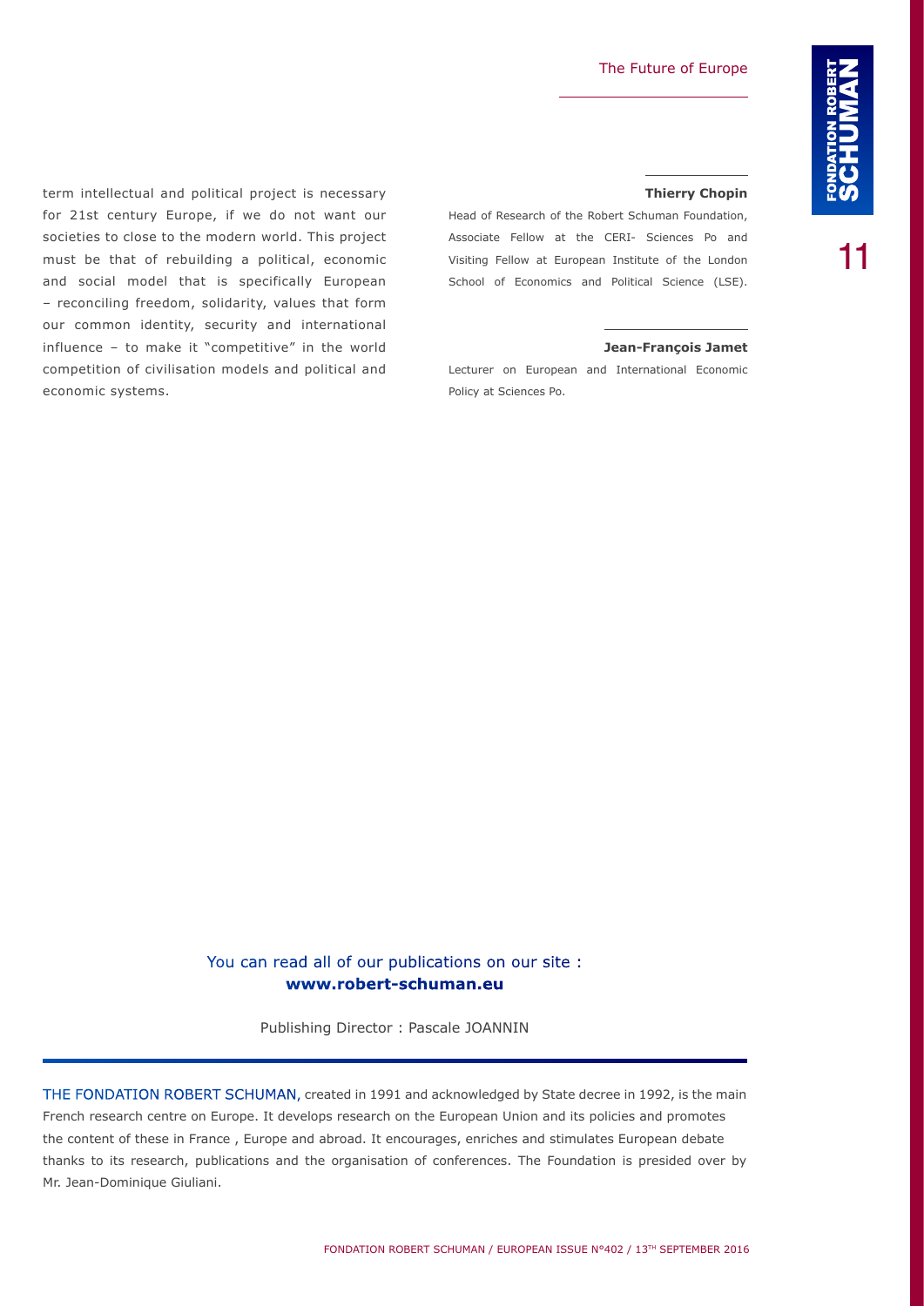term intellectual and political project is necessary for 21st century Europe, if we do not want our societies to close to the modern world. This project must be that of rebuilding a political, economic and social model that is specifically European – reconciling freedom, solidarity, values that form our common identity, security and international influence – to make it "competitive" in the world competition of civilisation models and political and economic systems.

**Thierry Chopin**

Head of Research of the Robert Schuman Foundation, Associate Fellow at the CERI- Sciences Po and Visiting Fellow at European Institute of the London School of Economics and Political Science (LSE).

**Jean-François Jamet**

Lecturer on European and International Economic Policy at Sciences Po.

You can read all of our publications on our site :
**www.robert-schuman.eu**

Publishing Director : Pascale JOANNIN

THE FONDATION ROBERT SCHUMAN, created in 1991 and acknowledged by State decree in 1992, is the main French research centre on Europe. It develops research on the European Union and its policies and promotes the content of these in France , Europe and abroad. It encourages, enriches and stimulates European debate thanks to its research, publications and the organisation of conferences. The Foundation is presided over by Mr. Jean-Dominique Giuliani.